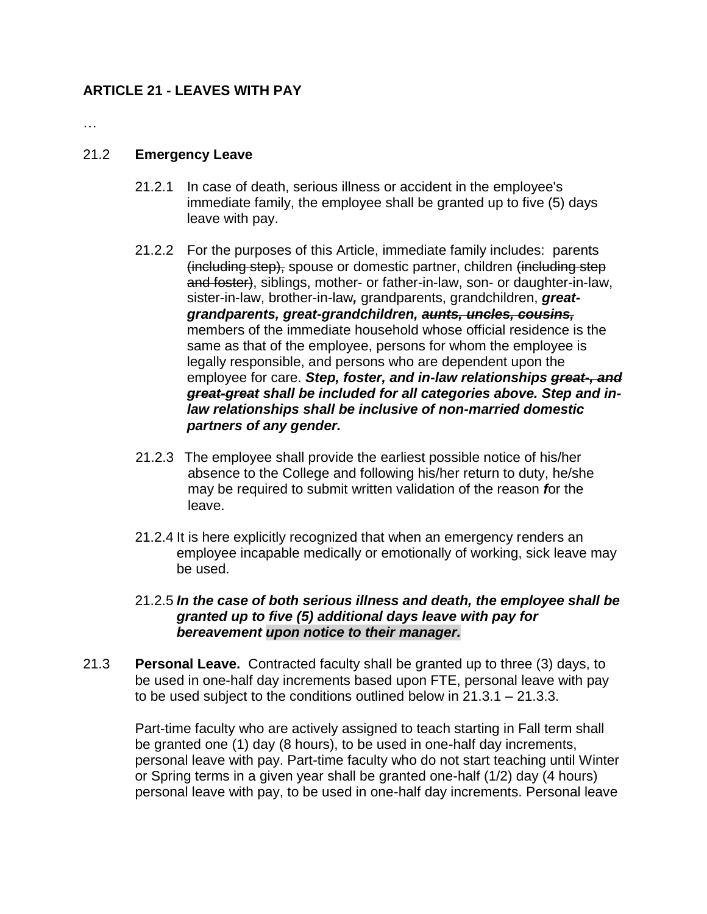**ARTICLE 21 - LEAVES WITH PAY**

…

21.2 **Emergency Leave**

21.2.1 In case of death, serious illness or accident in the employee's immediate family, the employee shall be granted up to five (5) days leave with pay.

21.2.2 For the purposes of this Article, immediate family includes: parents ~~(including step),~~ spouse or domestic partner, children ~~(including step and foster)~~, siblings, mother- or father-in-law, son- or daughter-in-law, sister-in-law, brother-in-law***,*** grandparents, grandchildren, ***great-grandparents, great-grandchildren, ~~aunts, uncles, cousins,~~*** members of the immediate household whose official residence is the same as that of the employee, persons for whom the employee is legally responsible, and persons who are dependent upon the employee for care. ***Step, foster, and in-law relationships ~~great-, and great-great~~ shall be included for all categories above. Step and in-law relationships shall be inclusive of non-married domestic partners of any gender.***

21.2.3 The employee shall provide the earliest possible notice of his/her absence to the College and following his/her return to duty, he/she may be required to submit written validation of the reason ***f***or the leave.

21.2.4 It is here explicitly recognized that when an emergency renders an employee incapable medically or emotionally of working, sick leave may be used.

21.2.5 ***In the case of both serious illness and death, the employee shall be granted up to five (5) additional days leave with pay for bereavement upon notice to their manager.***

21.3 **Personal Leave.** Contracted faculty shall be granted up to three (3) days, to be used in one-half day increments based upon FTE, personal leave with pay to be used subject to the conditions outlined below in 21.3.1 – 21.3.3.

Part-time faculty who are actively assigned to teach starting in Fall term shall be granted one (1) day (8 hours), to be used in one-half day increments, personal leave with pay. Part-time faculty who do not start teaching until Winter or Spring terms in a given year shall be granted one-half (1/2) day (4 hours) personal leave with pay, to be used in one-half day increments. Personal leave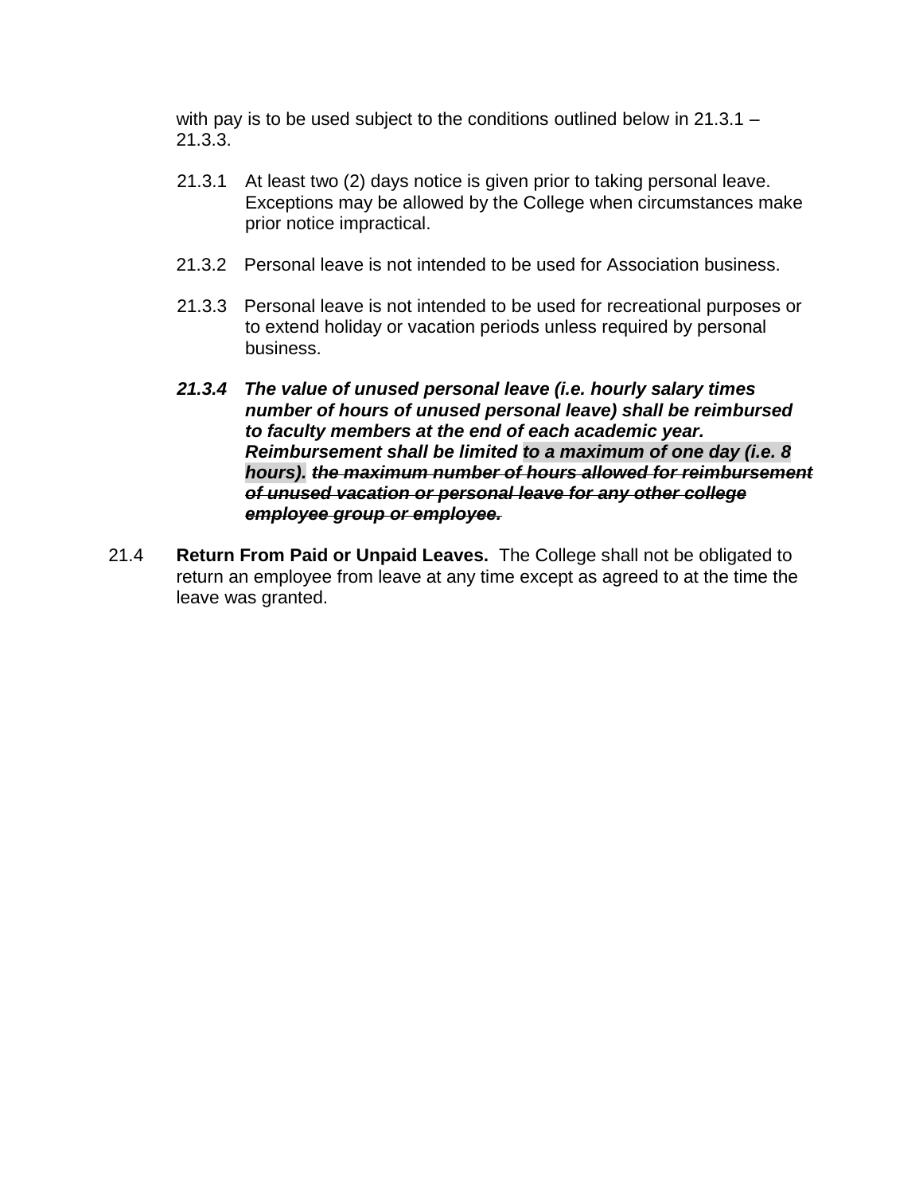with pay is to be used subject to the conditions outlined below in 21.3.1 – 21.3.3.

21.3.1 At least two (2) days notice is given prior to taking personal leave. Exceptions may be allowed by the College when circumstances make prior notice impractical.

21.3.2 Personal leave is not intended to be used for Association business.

21.3.3 Personal leave is not intended to be used for recreational purposes or to extend holiday or vacation periods unless required by personal business.

***21.3.4 The value of unused personal leave (i.e. hourly salary times number of hours of unused personal leave) shall be reimbursed to faculty members at the end of each academic year. Reimbursement shall be limited to a maximum of one day (i.e. 8 hours).*** ~~***the maximum number of hours allowed for reimbursement of unused vacation or personal leave for any other college employee group or employee.***~~

21.4 **Return From Paid or Unpaid Leaves.** The College shall not be obligated to return an employee from leave at any time except as agreed to at the time the leave was granted.